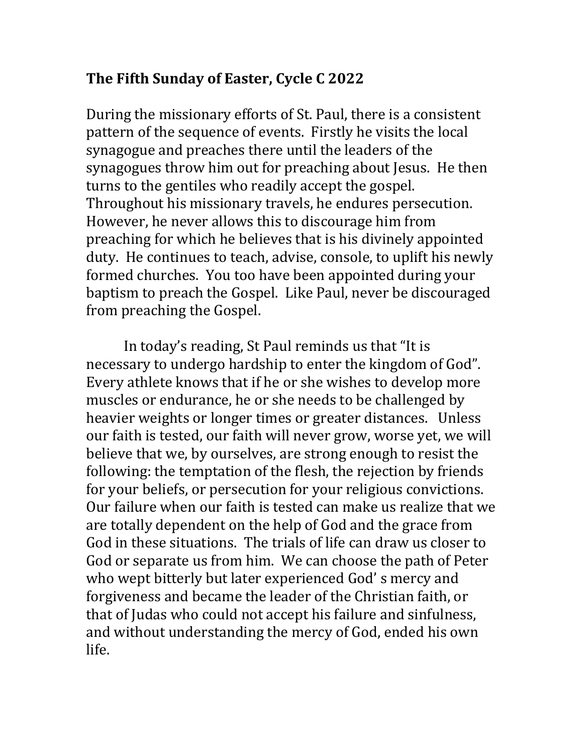**The Fifth Sunday of Easter, Cycle C 2022**

During the missionary efforts of St. Paul, there is a consistent pattern of the sequence of events. Firstly he visits the local synagogue and preaches there until the leaders of the synagogues throw him out for preaching about Jesus. He then turns to the gentiles who readily accept the gospel. Throughout his missionary travels, he endures persecution. However, he never allows this to discourage him from preaching for which he believes that is his divinely appointed duty. He continues to teach, advise, console, to uplift his newly formed churches. You too have been appointed during your baptism to preach the Gospel. Like Paul, never be discouraged from preaching the Gospel.

In today's reading, St Paul reminds us that "It is necessary to undergo hardship to enter the kingdom of God". Every athlete knows that if he or she wishes to develop more muscles or endurance, he or she needs to be challenged by heavier weights or longer times or greater distances. Unless our faith is tested, our faith will never grow, worse yet, we will believe that we, by ourselves, are strong enough to resist the following: the temptation of the flesh, the rejection by friends for your beliefs, or persecution for your religious convictions. Our failure when our faith is tested can make us realize that we are totally dependent on the help of God and the grace from God in these situations. The trials of life can draw us closer to God or separate us from him. We can choose the path of Peter who wept bitterly but later experienced God' s mercy and forgiveness and became the leader of the Christian faith, or that of Judas who could not accept his failure and sinfulness, and without understanding the mercy of God, ended his own life.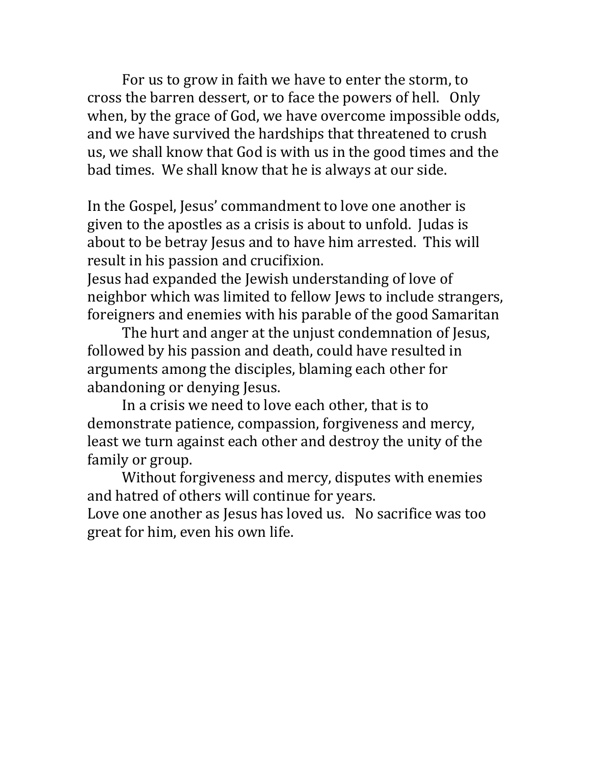For us to grow in faith we have to enter the storm, to cross the barren dessert, or to face the powers of hell. Only when, by the grace of God, we have overcome impossible odds, and we have survived the hardships that threatened to crush us, we shall know that God is with us in the good times and the bad times. We shall know that he is always at our side.

In the Gospel, Jesus' commandment to love one another is given to the apostles as a crisis is about to unfold. Judas is about to be betray Jesus and to have him arrested. This will result in his passion and crucifixion.

Jesus had expanded the Jewish understanding of love of neighbor which was limited to fellow Jews to include strangers, foreigners and enemies with his parable of the good Samaritan

The hurt and anger at the unjust condemnation of Jesus, followed by his passion and death, could have resulted in arguments among the disciples, blaming each other for abandoning or denying Jesus.

In a crisis we need to love each other, that is to demonstrate patience, compassion, forgiveness and mercy, least we turn against each other and destroy the unity of the family or group.

Without forgiveness and mercy, disputes with enemies and hatred of others will continue for years.

Love one another as Jesus has loved us. No sacrifice was too great for him, even his own life.